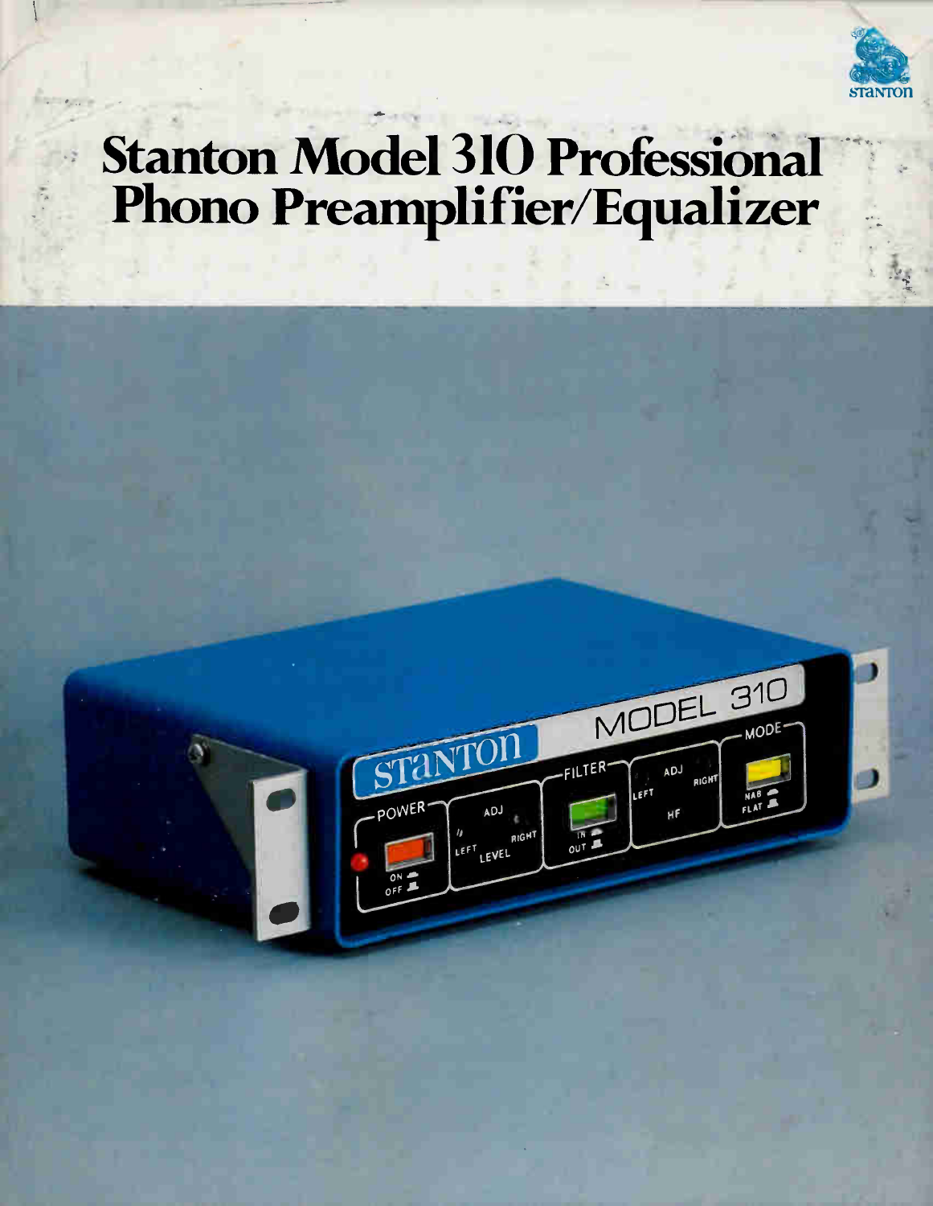# Stanton Model 310 Professional Phono Preamplifier/Equalizer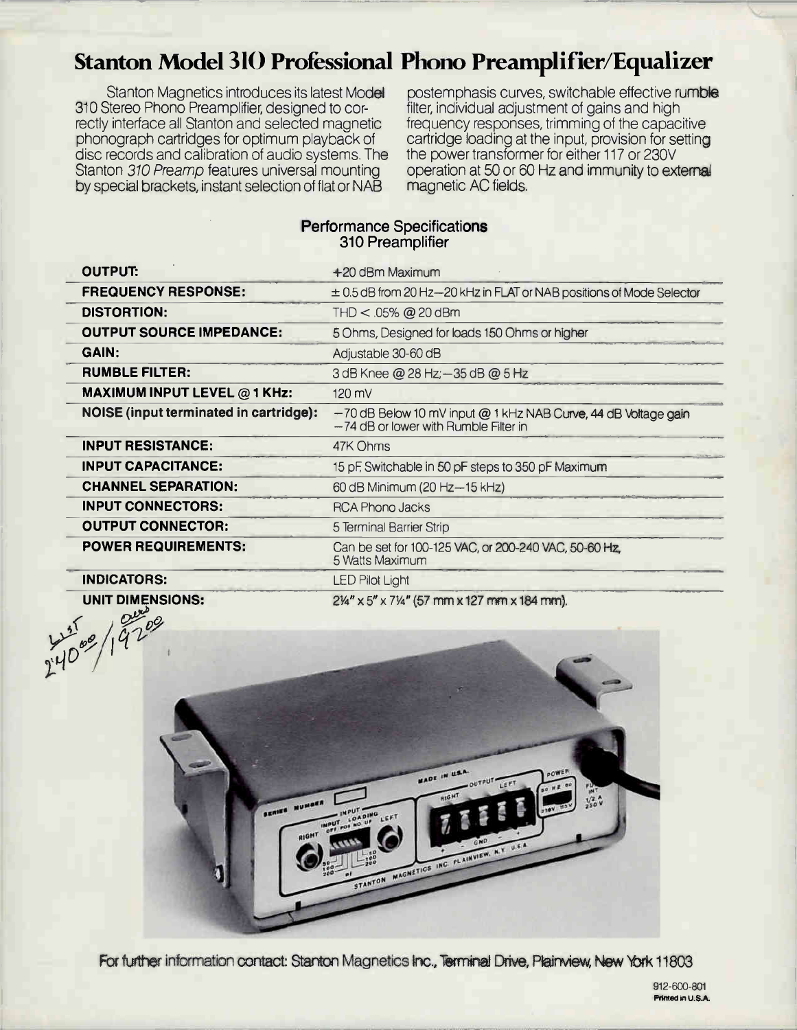# Stanton Model 310 Professional Phono Preamplifier/Equalizer

Stanton Magnetics introduces its latest Model 310 Stereo Phono Preamplifier, designed to correctly interface all Stanton and selected magnetic phonograph cartridges for optimum playback of disc records and calibration of audio systems. The Stanton *310 Preamp* features universal mounting by special brackets, instant selection of flat or NAB postemphasis curves, switchable effective rumble filter, individual adjustment of gains and high frequency responses, trimming of the capacitive cartridge loading at the input, provision for setting the power transformer for either 117 or 230V operation at 50 or 60 Hz and immunity to external magnetic AC fields.

## Performance Specifications
### 310 Preamplifier

| | |
|---|---|
| **OUTPUT:** | +20 dBm Maximum |
| **FREQUENCY RESPONSE:** | ± 0.5 dB from 20 Hz—20 kHz in FLAT or NAB positions of Mode Selector |
| **DISTORTION:** | THD < .05% @ 20 dBm |
| **OUTPUT SOURCE IMPEDANCE:** | 5 Ohms, Designed for loads 150 Ohms or higher |
| **GAIN:** | Adjustable 30-60 dB |
| **RUMBLE FILTER:** | 3 dB Knee @ 28 Hz; −35 dB @ 5 Hz |
| **MAXIMUM INPUT LEVEL @ 1 KHz:** | 120 mV |
| **NOISE (input terminated in cartridge):** | −70 dB Below 10 mV input @ 1 kHz NAB Curve, 44 dB Voltage gain −74 dB or lower with Rumble Filter in |
| **INPUT RESISTANCE:** | 47K Ohms |
| **INPUT CAPACITANCE:** | 15 pF, Switchable in 50 pF steps to 350 pF Maximum |
| **CHANNEL SEPARATION:** | 60 dB Minimum (20 Hz—15 kHz) |
| **INPUT CONNECTORS:** | RCA Phono Jacks |
| **OUTPUT CONNECTOR:** | 5 Terminal Barrier Strip |
| **POWER REQUIREMENTS:** | Can be set for 100-125 VAC, or 200-240 VAC, 50-60 Hz, 5 Watts Maximum |
| **INDICATORS:** | LED Pilot Light |
| **UNIT DIMENSIONS:** | 2¼" x 5" x 7¼" (57 mm x 127 mm x 184 mm). |

List 240.00 / Ours 192.00

For further information contact: Stanton Magnetics Inc., Terminal Drive, Plainview, New York 11803

912-600-801
Printed in U.S.A.